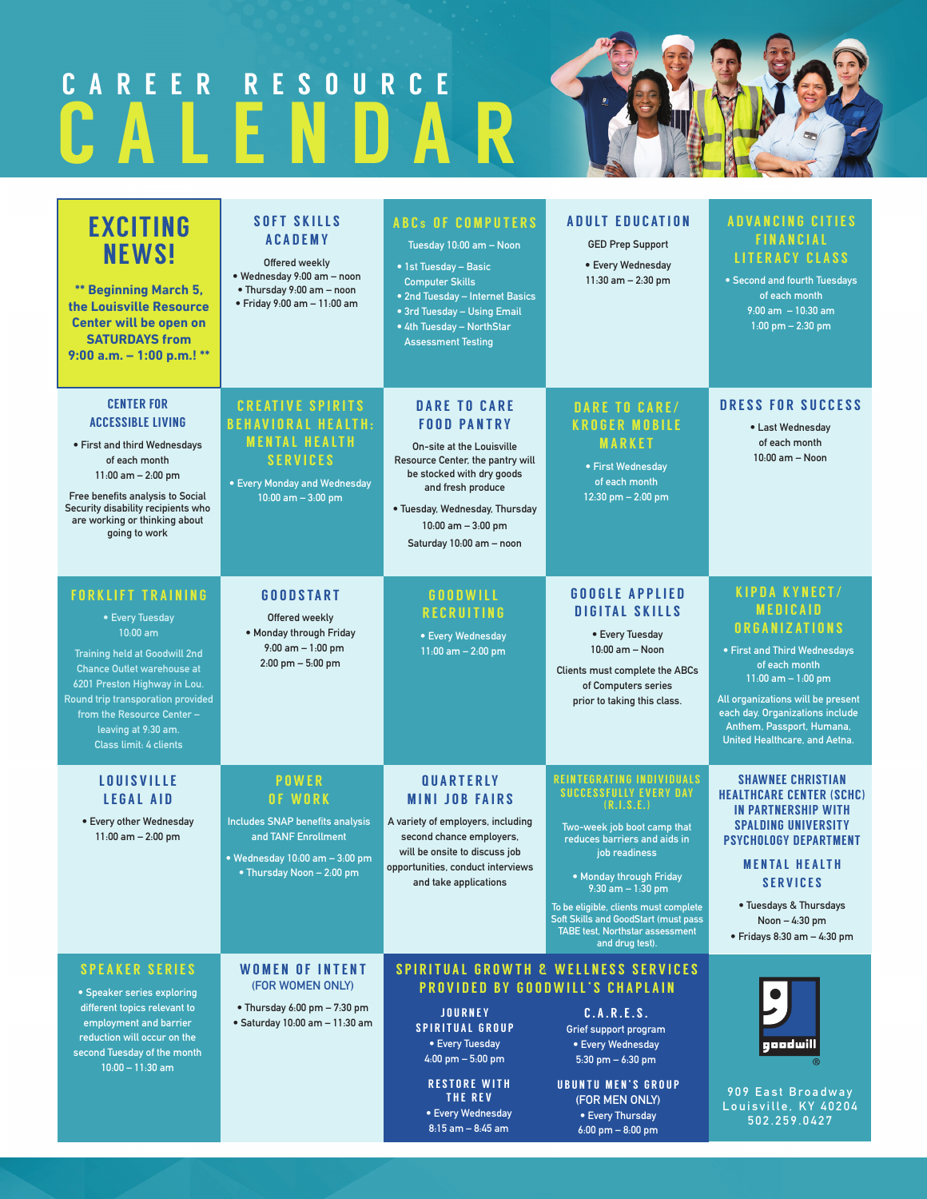# CAREER RESOURCE CALENDAR

## EXCITING NEWS!

**** Beginning March 5, the Louisville Resource Center will be open on SATURDAYS from 9:00 a.m. – 1:00 p.m.! ****

## SOFT SKILLS ACADEMY

Offered weekly

- Wednesday 9:00 am – noon
- Thursday 9:00 am – noon
- Friday 9:00 am – 11:00 am

## ABCs OF COMPUTERS

Tuesday 10:00 am – Noon

- 1st Tuesday – Basic Computer Skills
- 2nd Tuesday – Internet Basics
- 3rd Tuesday – Using Email
- 4th Tuesday – NorthStar Assessment Testing

## ADULT EDUCATION

GED Prep Support

- Every Wednesday 11:30 am – 2:30 pm

## ADVANCING CITIES FINANCIAL LITERACY CLASS

- Second and fourth Tuesdays of each month 9:00 am – 10:30 am 1:00 pm – 2:30 pm

## CENTER FOR ACCESSIBLE LIVING

- First and third Wednesdays of each month 11:00 am – 2:00 pm

Free benefits analysis to Social Security disability recipients who are working or thinking about going to work

## CREATIVE SPIRITS BEHAVIORAL HEALTH: MENTAL HEALTH SERVICES

- Every Monday and Wednesday 10:00 am – 3:00 pm

## DARE TO CARE FOOD PANTRY

On-site at the Louisville Resource Center, the pantry will be stocked with dry goods and fresh produce

- Tuesday, Wednesday, Thursday 10:00 am – 3:00 pm

Saturday 10:00 am – noon

## DARE TO CARE/ KROGER MOBILE MARKET

- First Wednesday of each month 12:30 pm – 2:00 pm

## DRESS FOR SUCCESS

- Last Wednesday of each month 10:00 am – Noon

## FORKLIFT TRAINING

- Every Tuesday 10:00 am

Training held at Goodwill 2nd Chance Outlet warehouse at 6201 Preston Highway in Lou. Round trip transporation provided from the Resource Center – leaving at 9:30 am. Class limit: 4 clients

## GOODSTART

Offered weekly

- Monday through Friday 9:00 am – 1:00 pm 2:00 pm – 5:00 pm

## GOODWILL RECRUITING

- Every Wednesday 11:00 am – 2:00 pm

## GOOGLE APPLIED DIGITAL SKILLS

- Every Tuesday 10:00 am – Noon

Clients must complete the ABCs of Computers series prior to taking this class.

## KIPDA KYNECT/ MEDICAID ORGANIZATIONS

- First and Third Wednesdays of each month 11:00 am – 1:00 pm

All organizations will be present each day. Organizations include Anthem, Passport, Humana, United Healthcare, and Aetna.

## LOUISVILLE LEGAL AID

- Every other Wednesday 11:00 am – 2:00 pm

## POWER OF WORK

Includes SNAP benefits analysis and TANF Enrollment

- Wednesday 10:00 am – 3:00 pm
- Thursday Noon – 2:00 pm

## QUARTERLY MINI JOB FAIRS

A variety of employers, including second chance employers, will be onsite to discuss job opportunities, conduct interviews and take applications

## REINTEGRATING INDIVIDUALS SUCCESSFULLY EVERY DAY (R.I.S.E.)

Two-week job boot camp that reduces barriers and aids in job readiness

- Monday through Friday 9:30 am – 1:30 pm

To be eligible, clients must complete Soft Skills and GoodStart (must pass TABE test, Northstar assessment and drug test).

## SHAWNEE CHRISTIAN HEALTHCARE CENTER (SCHC) IN PARTNERSHIP WITH SPALDING UNIVERSITY PSYCHOLOGY DEPARTMENT

### MENTAL HEALTH SERVICES

- Tuesdays & Thursdays Noon – 4:30 pm
- Fridays 8:30 am – 4:30 pm

## SPEAKER SERIES

- Speaker series exploring different topics relevant to employment and barrier reduction will occur on the second Tuesday of the month 10:00 – 11:30 am

## WOMEN OF INTENT

(FOR WOMEN ONLY)

- Thursday 6:00 pm – 7:30 pm
- Saturday 10:00 am – 11:30 am

## SPIRITUAL GROWTH & WELLNESS SERVICES PROVIDED BY GOODWILL'S CHAPLAIN

### JOURNEY SPIRITUAL GROUP

- Every Tuesday 4:00 pm – 5:00 pm

### C.A.R.E.S.

Grief support program

- Every Wednesday 5:30 pm – 6:30 pm

### RESTORE WITH THE REV

- Every Wednesday 8:15 am – 8:45 am

### UBUNTU MEN'S GROUP

(FOR MEN ONLY)

- Every Thursday 6:00 pm – 8:00 pm

goodwill®

909 East Broadway
Louisville, KY 40204
502.259.0427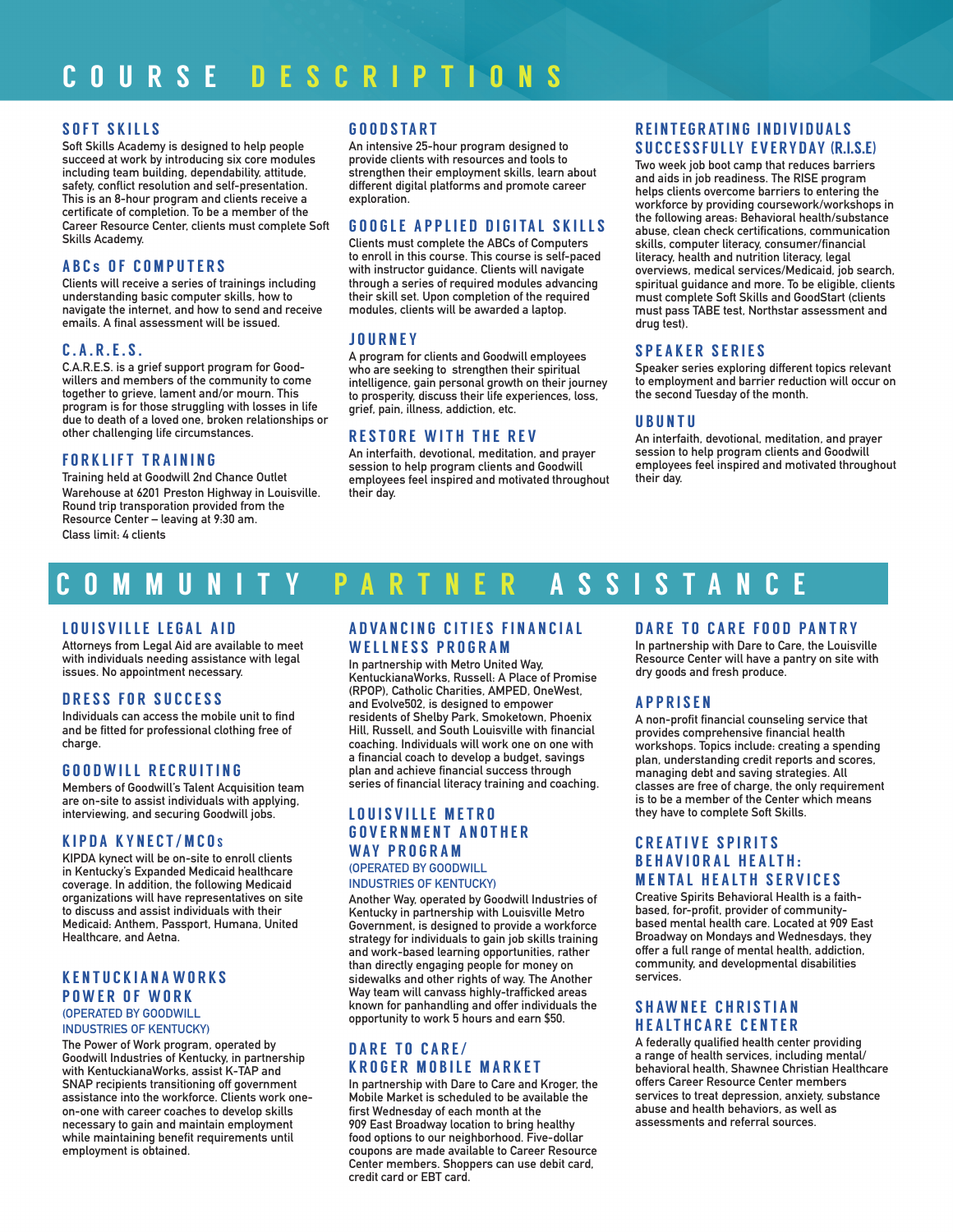# COURSE DESCRIPTIONS

## SOFT SKILLS

Soft Skills Academy is designed to help people succeed at work by introducing six core modules including team building, dependability, attitude, safety, conflict resolution and self-presentation. This is an 8-hour program and clients receive a certificate of completion. To be a member of the Career Resource Center, clients must complete Soft Skills Academy.

## ABCs OF COMPUTERS

Clients will receive a series of trainings including understanding basic computer skills, how to navigate the internet, and how to send and receive emails. A final assessment will be issued.

## C.A.R.E.S.

C.A.R.E.S. is a grief support program for Goodwillers and members of the community to come together to grieve, lament and/or mourn. This program is for those struggling with losses in life due to death of a loved one, broken relationships or other challenging life circumstances.

## FORKLIFT TRAINING

Training held at Goodwill 2nd Chance Outlet Warehouse at 6201 Preston Highway in Louisville. Round trip transporation provided from the Resource Center – leaving at 9:30 am.
Class limit: 4 clients

## GOODSTART

An intensive 25-hour program designed to provide clients with resources and tools to strengthen their employment skills, learn about different digital platforms and promote career exploration.

## GOOGLE APPLIED DIGITAL SKILLS

Clients must complete the ABCs of Computers to enroll in this course. This course is self-paced with instructor guidance. Clients will navigate through a series of required modules advancing their skill set. Upon completion of the required modules, clients will be awarded a laptop.

## JOURNEY

A program for clients and Goodwill employees who are seeking to strengthen their spiritual intelligence, gain personal growth on their journey to prosperity, discuss their life experiences, loss, grief, pain, illness, addiction, etc.

## RESTORE WITH THE REV

An interfaith, devotional, meditation, and prayer session to help program clients and Goodwill employees feel inspired and motivated throughout their day.

## REINTEGRATING INDIVIDUALS SUCCESSFULLY EVERYDAY (R.I.S.E)

Two week job boot camp that reduces barriers and aids in job readiness. The RISE program helps clients overcome barriers to entering the workforce by providing coursework/workshops in the following areas: Behavioral health/substance abuse, clean check certifications, communication skills, computer literacy, consumer/financial literacy, health and nutrition literacy, legal overviews, medical services/Medicaid, job search, spiritual guidance and more. To be eligible, clients must complete Soft Skills and GoodStart (clients must pass TABE test, Northstar assessment and drug test).

## SPEAKER SERIES

Speaker series exploring different topics relevant to employment and barrier reduction will occur on the second Tuesday of the month.

## UBUNTU

An interfaith, devotional, meditation, and prayer session to help program clients and Goodwill employees feel inspired and motivated throughout their day.

# COMMUNITY PARTNER ASSISTANCE

## LOUISVILLE LEGAL AID

Attorneys from Legal Aid are available to meet with individuals needing assistance with legal issues. No appointment necessary.

## DRESS FOR SUCCESS

Individuals can access the mobile unit to find and be fitted for professional clothing free of charge.

## GOODWILL RECRUITING

Members of Goodwill's Talent Acquisition team are on-site to assist individuals with applying, interviewing, and securing Goodwill jobs.

## KIPDA KYNECT/MCOs

KIPDA kynect will be on-site to enroll clients in Kentucky's Expanded Medicaid healthcare coverage. In addition, the following Medicaid organizations will have representatives on site to discuss and assist individuals with their Medicaid: Anthem, Passport, Humana, United Healthcare, and Aetna.

## KENTUCKIANA WORKS POWER OF WORK

(OPERATED BY GOODWILL INDUSTRIES OF KENTUCKY)

The Power of Work program, operated by Goodwill Industries of Kentucky, in partnership with KentuckianaWorks, assist K-TAP and SNAP recipients transitioning off government assistance into the workforce. Clients work one-on-one with career coaches to develop skills necessary to gain and maintain employment while maintaining benefit requirements until employment is obtained.

## ADVANCING CITIES FINANCIAL WELLNESS PROGRAM

In partnership with Metro United Way, KentuckianaWorks, Russell: A Place of Promise (RPOP), Catholic Charities, AMPED, OneWest, and Evolve502, is designed to empower residents of Shelby Park, Smoketown, Phoenix Hill, Russell, and South Louisville with financial coaching. Individuals will work one on one with a financial coach to develop a budget, savings plan and achieve financial success through series of financial literacy training and coaching.

## LOUISVILLE METRO GOVERNMENT ANOTHER WAY PROGRAM

(OPERATED BY GOODWILL INDUSTRIES OF KENTUCKY)

Another Way, operated by Goodwill Industries of Kentucky in partnership with Louisville Metro Government, is designed to provide a workforce strategy for individuals to gain job skills training and work-based learning opportunities, rather than directly engaging people for money on sidewalks and other rights of way. The Another Way team will canvass highly-trafficked areas known for panhandling and offer individuals the opportunity to work 5 hours and earn $50.

## DARE TO CARE/ KROGER MOBILE MARKET

In partnership with Dare to Care and Kroger, the Mobile Market is scheduled to be available the first Wednesday of each month at the 909 East Broadway location to bring healthy food options to our neighborhood. Five-dollar coupons are made available to Career Resource Center members. Shoppers can use debit card, credit card or EBT card.

## DARE TO CARE FOOD PANTRY

In partnership with Dare to Care, the Louisville Resource Center will have a pantry on site with dry goods and fresh produce.

## APPRISEN

A non-profit financial counseling service that provides comprehensive financial health workshops. Topics include: creating a spending plan, understanding credit reports and scores, managing debt and saving strategies. All classes are free of charge, the only requirement is to be a member of the Center which means they have to complete Soft Skills.

## CREATIVE SPIRITS BEHAVIORAL HEALTH: MENTAL HEALTH SERVICES

Creative Spirits Behavioral Health is a faith-based, for-profit, provider of community-based mental health care. Located at 909 East Broadway on Mondays and Wednesdays, they offer a full range of mental health, addiction, community, and developmental disabilities services.

## SHAWNEE CHRISTIAN HEALTHCARE CENTER

A federally qualified health center providing a range of health services, including mental/behavioral health, Shawnee Christian Healthcare offers Career Resource Center members services to treat depression, anxiety, substance abuse and health behaviors, as well as assessments and referral sources.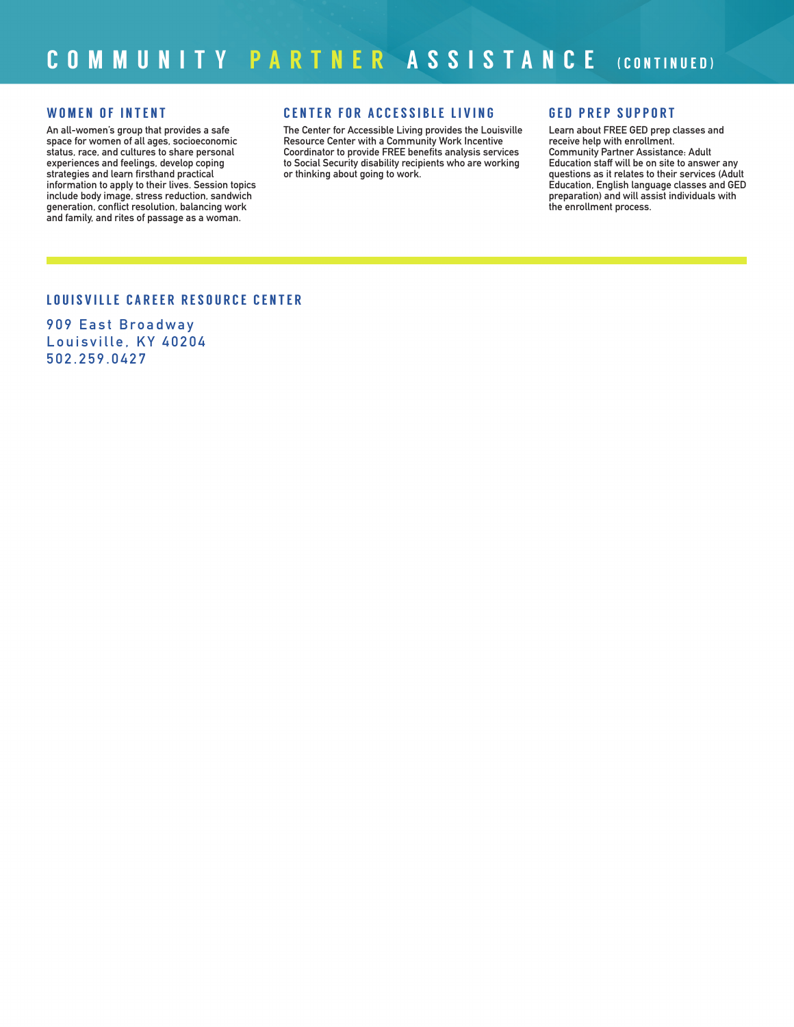# COMMUNITY PARTNER ASSISTANCE (CONTINUED)

### WOMEN OF INTENT

An all-women's group that provides a safe space for women of all ages, socioeconomic status, race, and cultures to share personal experiences and feelings, develop coping strategies and learn firsthand practical information to apply to their lives. Session topics include body image, stress reduction, sandwich generation, conflict resolution, balancing work and family, and rites of passage as a woman.

### CENTER FOR ACCESSIBLE LIVING

The Center for Accessible Living provides the Louisville Resource Center with a Community Work Incentive Coordinator to provide FREE benefits analysis services to Social Security disability recipients who are working or thinking about going to work.

### GED PREP SUPPORT

Learn about FREE GED prep classes and receive help with enrollment.
Community Partner Assistance: Adult Education staff will be on site to answer any questions as it relates to their services (Adult Education, English language classes and GED preparation) and will assist individuals with the enrollment process.

---

### LOUISVILLE CAREER RESOURCE CENTER

909 East Broadway
Louisville, KY 40204
502.259.0427